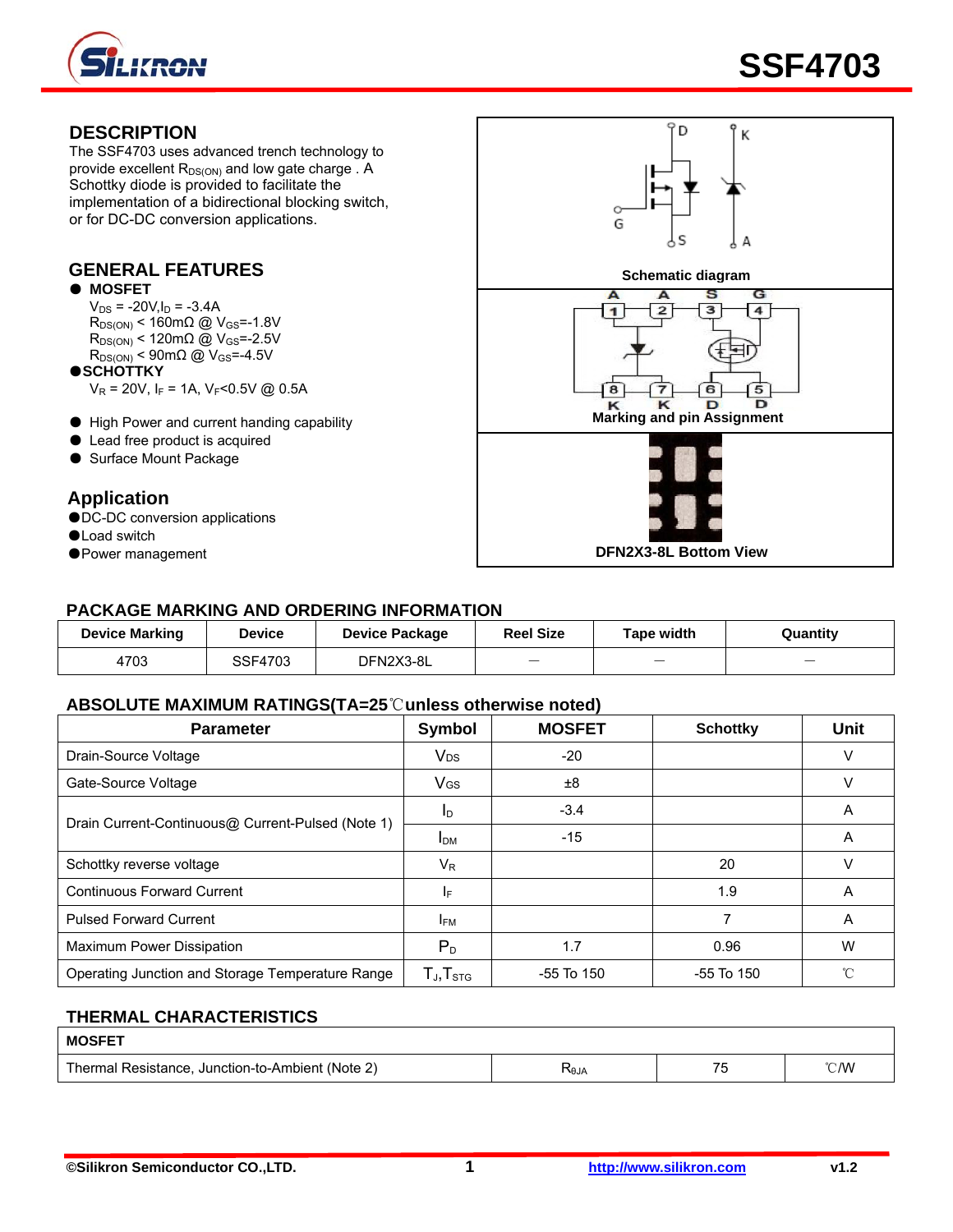# SSF4703

## DESCRIPTION

The SSF4703 uses advanced trench technology to provide excellent $R_{DS(ON)}$ and low gate charge . A Schottky diode is provided to facilitate the implementation of a bidirectional blocking switch, or for DC-DC conversion applications.

## GENERAL FEATURES

- **MOSFET**
  $V_{DS}$ = -20V,$I_D$ = -3.4A
  $R_{DS(ON)}$ < 160mΩ @ $V_{GS}$=-1.8V
  $R_{DS(ON)}$ < 120mΩ @ $V_{GS}$=-2.5V
  $R_{DS(ON)}$ < 90mΩ @ $V_{GS}$=-4.5V
- **SCHOTTKY**
  $V_R$ = 20V, $I_F$ = 1A, $V_F$<0.5V @ 0.5A

- High Power and current handing capability
- Lead free product is acquired
- Surface Mount Package

## Application

- DC-DC conversion applications
- Load switch
- Power management

Schematic diagram

Marking and pin Assignment

DFN2X3-8L Bottom View

## PACKAGE MARKING AND ORDERING INFORMATION

| Device Marking | Device | Device Package | Reel Size | Tape width | Quantity |
|---|---|---|---|---|---|
| 4703 | SSF4703 | DFN2X3-8L | — | — | — |

## ABSOLUTE MAXIMUM RATINGS(TA=25℃unless otherwise noted)

| Parameter | Symbol | MOSFET | Schottky | Unit |
|---|---|---|---|---|
| Drain-Source Voltage | $V_{DS}$ | -20 | | V |
| Gate-Source Voltage | $V_{GS}$ | ±8 | | V |
| Drain Current-Continuous@ Current-Pulsed (Note 1) | $I_D$ | -3.4 | | A |
| | $I_{DM}$ | -15 | | A |
| Schottky reverse voltage | $V_R$ | | 20 | V |
| Continuous Forward Current | $I_F$ | | 1.9 | A |
| Pulsed Forward Current | $I_{FM}$ | | 7 | A |
| Maximum Power Dissipation | $P_D$ | 1.7 | 0.96 | W |
| Operating Junction and Storage Temperature Range | $T_J$,$T_{STG}$ | -55 To 150 | -55 To 150 | ℃ |

## THERMAL CHARACTERISTICS

| MOSFET | | | |
|---|---|---|---|
| Thermal Resistance, Junction-to-Ambient (Note 2) | $R_{\theta JA}$ | 75 | ℃/W |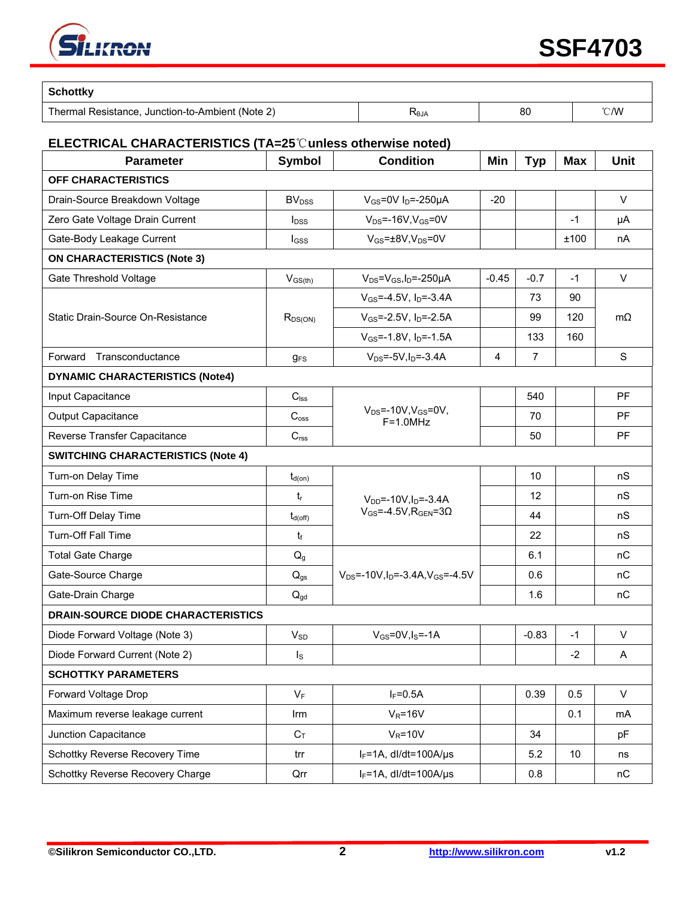| Schottky | | | |
|---|---|---|---|
| Thermal Resistance, Junction-to-Ambient (Note 2) | $R_{\theta JA}$ | 80 | ℃/W |

## ELECTRICAL CHARACTERISTICS (TA=25℃unless otherwise noted)

| Parameter | Symbol | Condition | Min | Typ | Max | Unit |
|---|---|---|---|---|---|---|
| **OFF CHARACTERISTICS** | | | | | | |
| Drain-Source Breakdown Voltage | $BV_{DSS}$ | $V_{GS}$=0V $I_D$=-250μA | -20 | | | V |
| Zero Gate Voltage Drain Current | $I_{DSS}$ | $V_{DS}$=-16V,$V_{GS}$=0V | | | -1 | μA |
| Gate-Body Leakage Current | $I_{GSS}$ | $V_{GS}$=±8V,$V_{DS}$=0V | | | ±100 | nA |
| **ON CHARACTERISTICS (Note 3)** | | | | | | |
| Gate Threshold Voltage | $V_{GS(th)}$ | $V_{DS}$=$V_{GS}$,$I_D$=-250μA | -0.45 | -0.7 | -1 | V |
| Static Drain-Source On-Resistance | $R_{DS(ON)}$ | $V_{GS}$=-4.5V, $I_D$=-3.4A | | 73 | 90 | mΩ |
| | | $V_{GS}$=-2.5V, $I_D$=-2.5A | | 99 | 120 | |
| | | $V_{GS}$=-1.8V, $I_D$=-1.5A | | 133 | 160 | |
| Forward Transconductance | $g_{FS}$ | $V_{DS}$=-5V,$I_D$=-3.4A | 4 | 7 | | S |
| **DYNAMIC CHARACTERISTICS (Note4)** | | | | | | |
| Input Capacitance | $C_{iss}$ | $V_{DS}$=-10V,$V_{GS}$=0V, F=1.0MHz | | 540 | | PF |
| Output Capacitance | $C_{oss}$ | | | 70 | | PF |
| Reverse Transfer Capacitance | $C_{rss}$ | | | 50 | | PF |
| **SWITCHING CHARACTERISTICS (Note 4)** | | | | | | |
| Turn-on Delay Time | $t_{d(on)}$ | $V_{DD}$=-10V,$I_D$=-3.4A $V_{GS}$=-4.5V,$R_{GEN}$=3Ω | | 10 | | nS |
| Turn-on Rise Time | $t_r$ | | | 12 | | nS |
| Turn-Off Delay Time | $t_{d(off)}$ | | | 44 | | nS |
| Turn-Off Fall Time | $t_f$ | | | 22 | | nS |
| Total Gate Charge | $Q_g$ | $V_{DS}$=-10V,$I_D$=-3.4A,$V_{GS}$=-4.5V | | 6.1 | | nC |
| Gate-Source Charge | $Q_{gs}$ | | | 0.6 | | nC |
| Gate-Drain Charge | $Q_{gd}$ | | | 1.6 | | nC |
| **DRAIN-SOURCE DIODE CHARACTERISTICS** | | | | | | |
| Diode Forward Voltage (Note 3) | $V_{SD}$ | $V_{GS}$=0V,$I_S$=-1A | | -0.83 | -1 | V |
| Diode Forward Current (Note 2) | $I_S$ | | | | -2 | A |
| **SCHOTTKY PARAMETERS** | | | | | | |
| Forward Voltage Drop | $V_F$ | $I_F$=0.5A | | 0.39 | 0.5 | V |
| Maximum reverse leakage current | Irm | $V_R$=16V | | | 0.1 | mA |
| Junction Capacitance | $C_T$ | $V_R$=10V | | 34 | | pF |
| Schottky Reverse Recovery Time | trr | $I_F$=1A, dI/dt=100A/μs | | 5.2 | 10 | ns |
| Schottky Reverse Recovery Charge | Qrr | $I_F$=1A, dI/dt=100A/μs | | 0.8 | | nC |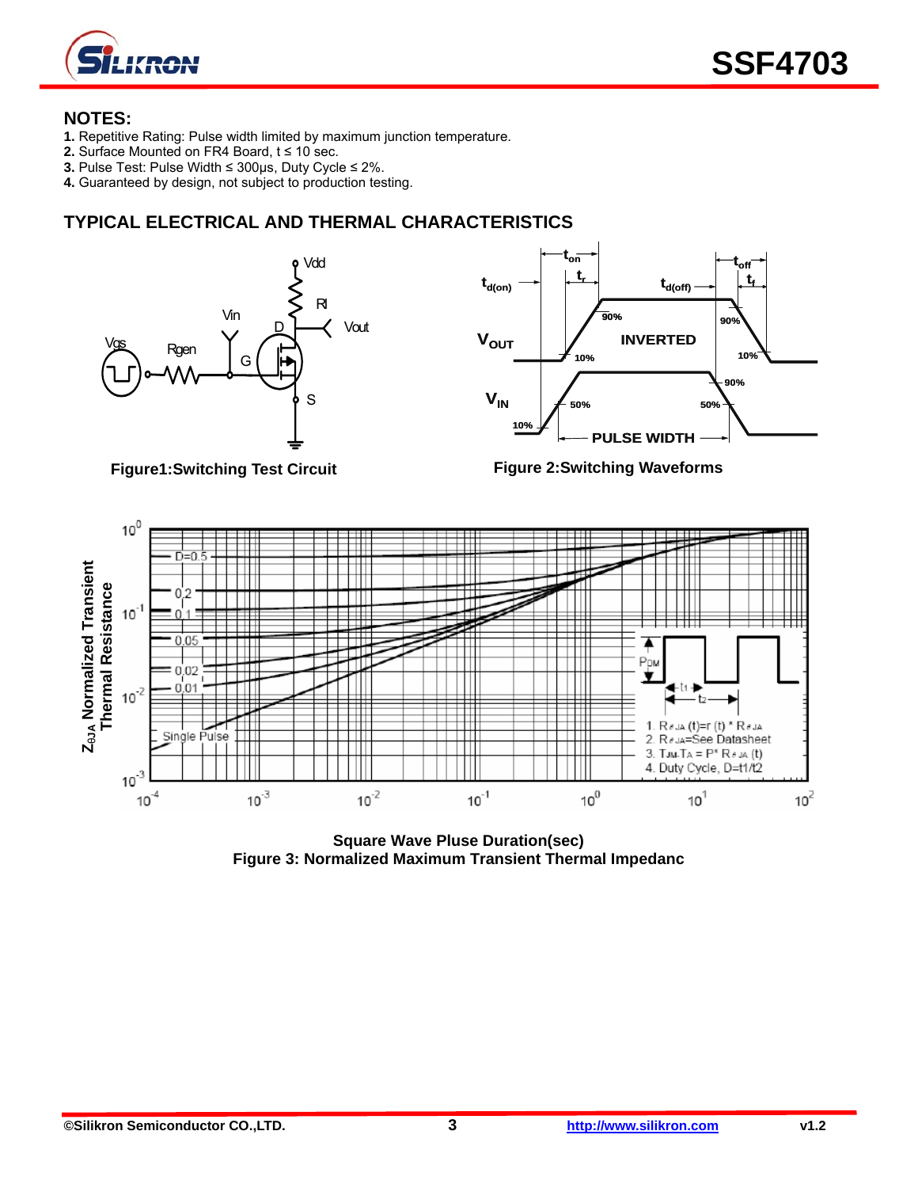## NOTES:

1. Repetitive Rating: Pulse width limited by maximum junction temperature.
2. Surface Mounted on FR4 Board, t ≤ 10 sec.
3. Pulse Test: Pulse Width ≤ 300μs, Duty Cycle ≤ 2%.
4. Guaranteed by design, not subject to production testing.

## TYPICAL ELECTRICAL AND THERMAL CHARACTERISTICS

**Figure1:Switching Test Circuit**

**Figure 2:Switching Waveforms**

**Square Wave Pluse Duration(sec)**

**Figure 3: Normalized Maximum Transient Thermal Impedanc**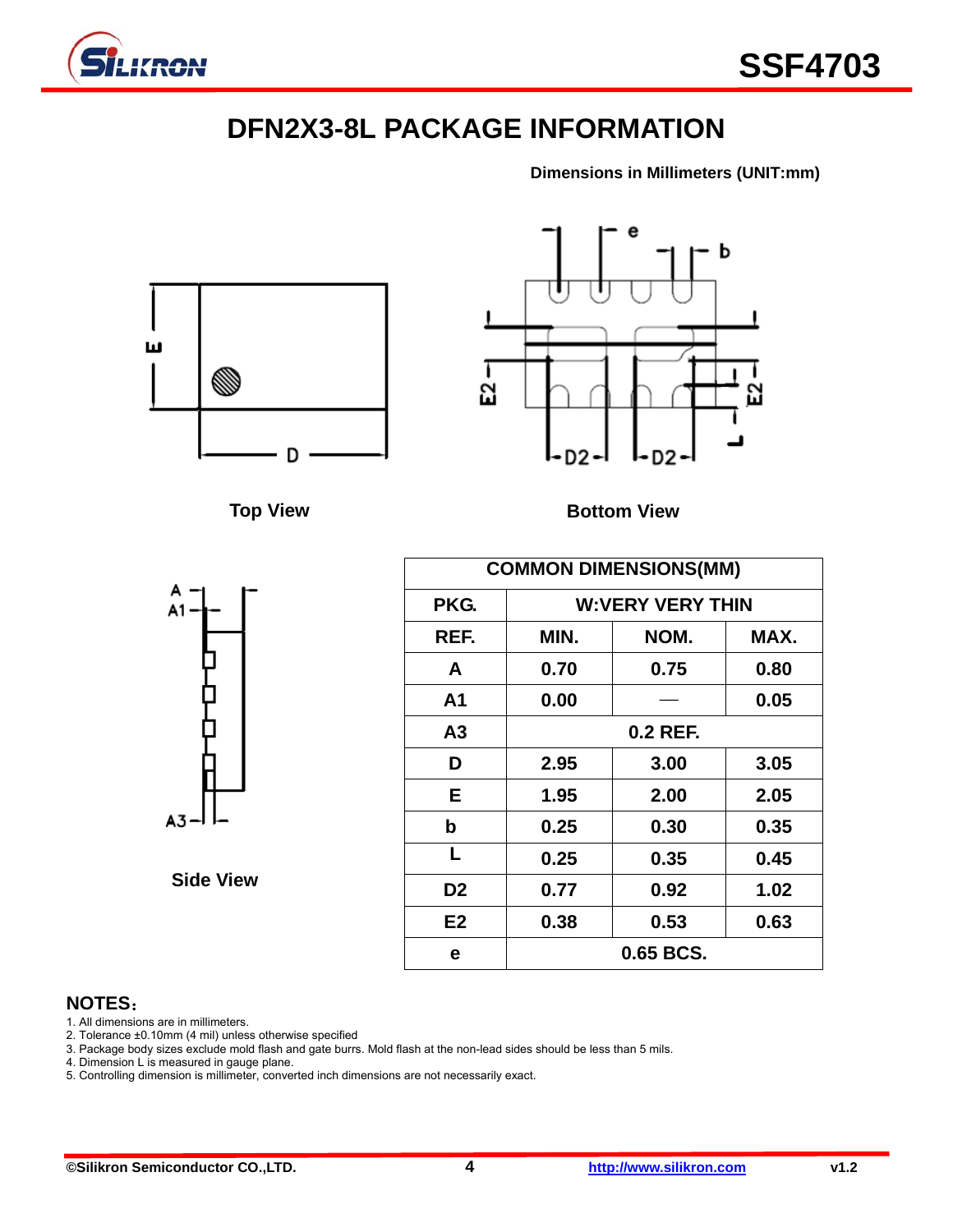# DFN2X3-8L PACKAGE INFORMATION

**Dimensions in Millimeters (UNIT:mm)**

Top View

Bottom View

Side View

| COMMON DIMENSIONS(MM) | | | |
|---|---|---|---|
| PKG. | W:VERY VERY THIN | | |
| REF. | MIN. | NOM. | MAX. |
| A | 0.70 | 0.75 | 0.80 |
| A1 | 0.00 | — | 0.05 |
| A3 | 0.2 REF. | | |
| D | 2.95 | 3.00 | 3.05 |
| E | 1.95 | 2.00 | 2.05 |
| b | 0.25 | 0.30 | 0.35 |
| L | 0.25 | 0.35 | 0.45 |
| D2 | 0.77 | 0.92 | 1.02 |
| E2 | 0.38 | 0.53 | 0.63 |
| e | 0.65 BCS. | | |

**NOTES：**

1. All dimensions are in millimeters.
2. Tolerance ±0.10mm (4 mil) unless otherwise specified
3. Package body sizes exclude mold flash and gate burrs. Mold flash at the non-lead sides should be less than 5 mils.
4. Dimension L is measured in gauge plane.
5. Controlling dimension is millimeter, converted inch dimensions are not necessarily exact.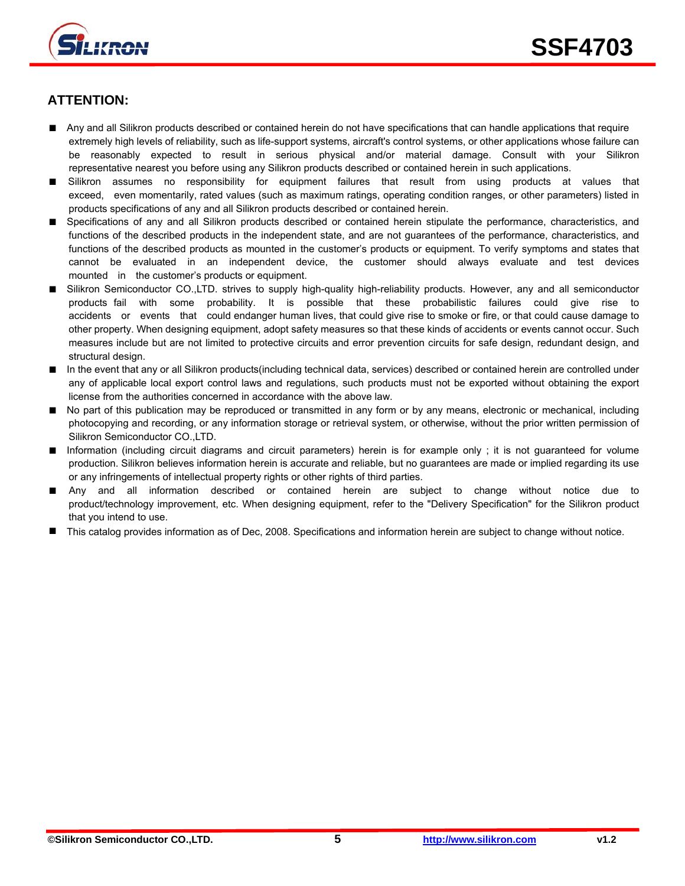## ATTENTION:

- Any and all Silikron products described or contained herein do not have specifications that can handle applications that require extremely high levels of reliability, such as life-support systems, aircraft's control systems, or other applications whose failure can be reasonably expected to result in serious physical and/or material damage. Consult with your Silikron representative nearest you before using any Silikron products described or contained herein in such applications.
- Silikron assumes no responsibility for equipment failures that result from using products at values that exceed, even momentarily, rated values (such as maximum ratings, operating condition ranges, or other parameters) listed in products specifications of any and all Silikron products described or contained herein.
- Specifications of any and all Silikron products described or contained herein stipulate the performance, characteristics, and functions of the described products in the independent state, and are not guarantees of the performance, characteristics, and functions of the described products as mounted in the customer's products or equipment. To verify symptoms and states that cannot be evaluated in an independent device, the customer should always evaluate and test devices mounted in the customer's products or equipment.
- Silikron Semiconductor CO.,LTD. strives to supply high-quality high-reliability products. However, any and all semiconductor products fail with some probability. It is possible that these probabilistic failures could give rise to accidents or events that could endanger human lives, that could give rise to smoke or fire, or that could cause damage to other property. When designing equipment, adopt safety measures so that these kinds of accidents or events cannot occur. Such measures include but are not limited to protective circuits and error prevention circuits for safe design, redundant design, and structural design.
- In the event that any or all Silikron products(including technical data, services) described or contained herein are controlled under any of applicable local export control laws and regulations, such products must not be exported without obtaining the export license from the authorities concerned in accordance with the above law.
- No part of this publication may be reproduced or transmitted in any form or by any means, electronic or mechanical, including photocopying and recording, or any information storage or retrieval system, or otherwise, without the prior written permission of Silikron Semiconductor CO.,LTD.
- Information (including circuit diagrams and circuit parameters) herein is for example only ; it is not guaranteed for volume production. Silikron believes information herein is accurate and reliable, but no guarantees are made or implied regarding its use or any infringements of intellectual property rights or other rights of third parties.
- Any and all information described or contained herein are subject to change without notice due to product/technology improvement, etc. When designing equipment, refer to the "Delivery Specification" for the Silikron product that you intend to use.
- This catalog provides information as of Dec, 2008. Specifications and information herein are subject to change without notice.